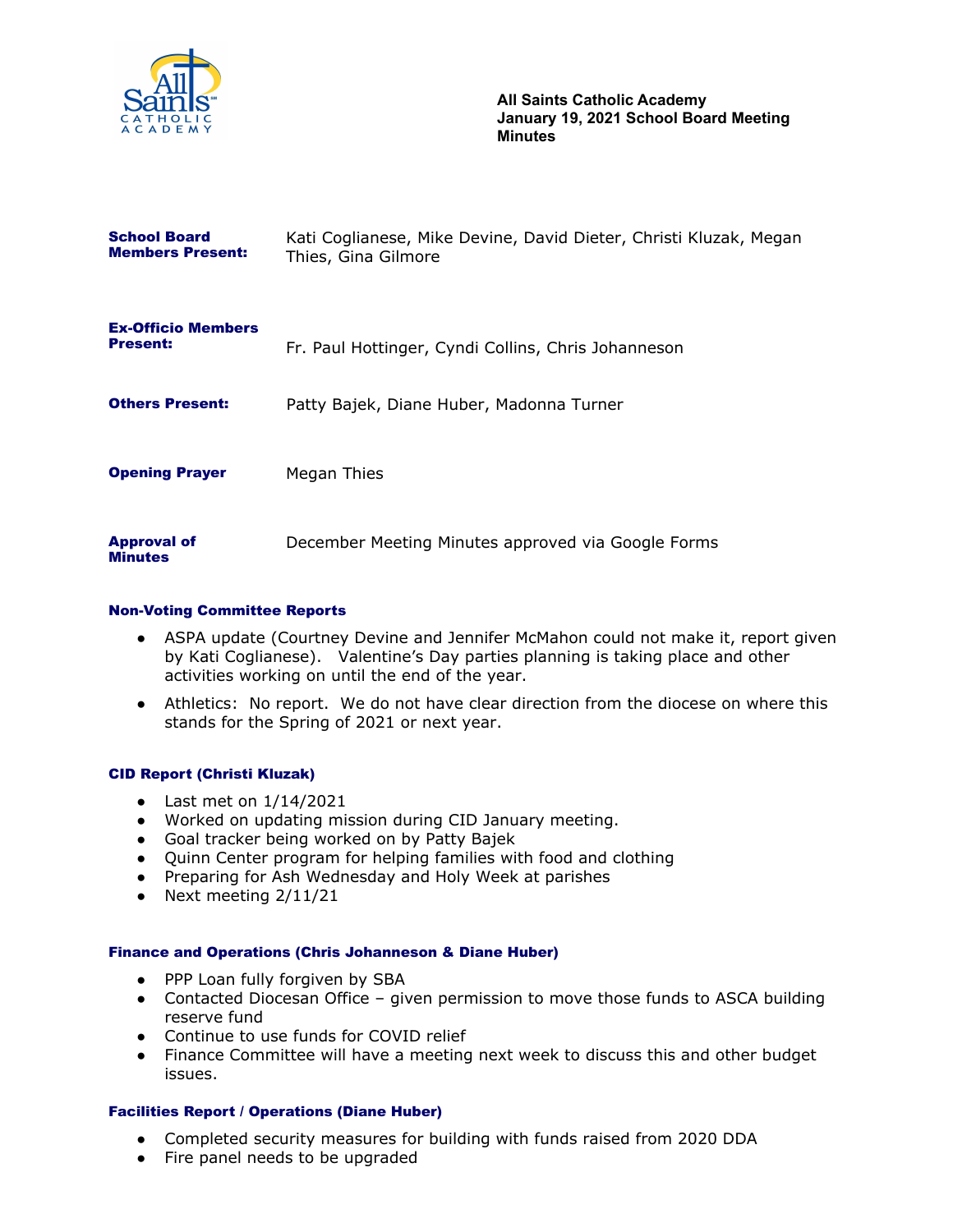**All Saints Catholic Academy**
**January 19, 2021 School Board Meeting Minutes**

| | |
|---|---|
| **School Board Members Present:** | Kati Coglianese, Mike Devine, David Dieter, Christi Kluzak, Megan Thies, Gina Gilmore |
| **Ex-Officio Members Present:** | Fr. Paul Hottinger, Cyndi Collins, Chris Johanneson |
| **Others Present:** | Patty Bajek, Diane Huber, Madonna Turner |
| **Opening Prayer** | Megan Thies |
| **Approval of Minutes** | December Meeting Minutes approved via Google Forms |

### Non-Voting Committee Reports

- ASPA update (Courtney Devine and Jennifer McMahon could not make it, report given by Kati Coglianese). Valentine's Day parties planning is taking place and other activities working on until the end of the year.
- Athletics: No report. We do not have clear direction from the diocese on where this stands for the Spring of 2021 or next year.

### CID Report (Christi Kluzak)

- Last met on 1/14/2021
- Worked on updating mission during CID January meeting.
- Goal tracker being worked on by Patty Bajek
- Quinn Center program for helping families with food and clothing
- Preparing for Ash Wednesday and Holy Week at parishes
- Next meeting 2/11/21

### Finance and Operations (Chris Johanneson & Diane Huber)

- PPP Loan fully forgiven by SBA
- Contacted Diocesan Office – given permission to move those funds to ASCA building reserve fund
- Continue to use funds for COVID relief
- Finance Committee will have a meeting next week to discuss this and other budget issues.

### Facilities Report / Operations (Diane Huber)

- Completed security measures for building with funds raised from 2020 DDA
- Fire panel needs to be upgraded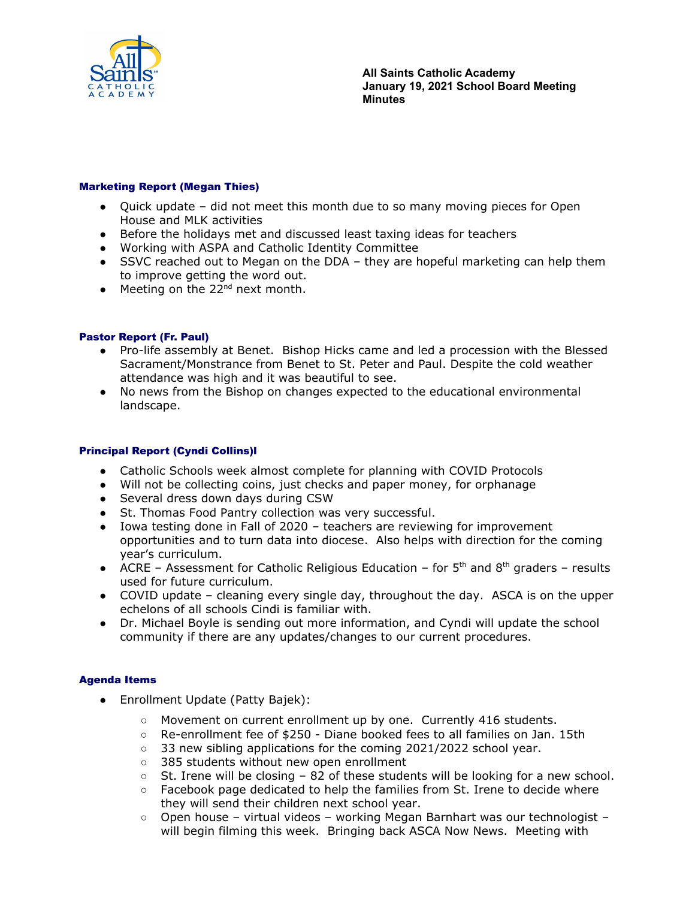All Saints Catholic Academy
January 19, 2021 School Board Meeting
Minutes

### Marketing Report (Megan Thies)

- Quick update – did not meet this month due to so many moving pieces for Open House and MLK activities
- Before the holidays met and discussed least taxing ideas for teachers
- Working with ASPA and Catholic Identity Committee
- SSVC reached out to Megan on the DDA – they are hopeful marketing can help them to improve getting the word out.
- Meeting on the 22nd next month.

### Pastor Report (Fr. Paul)

- Pro-life assembly at Benet. Bishop Hicks came and led a procession with the Blessed Sacrament/Monstrance from Benet to St. Peter and Paul. Despite the cold weather attendance was high and it was beautiful to see.
- No news from the Bishop on changes expected to the educational environmental landscape.

### Principal Report (Cyndi Collins)l

- Catholic Schools week almost complete for planning with COVID Protocols
- Will not be collecting coins, just checks and paper money, for orphanage
- Several dress down days during CSW
- St. Thomas Food Pantry collection was very successful.
- Iowa testing done in Fall of 2020 – teachers are reviewing for improvement opportunities and to turn data into diocese. Also helps with direction for the coming year's curriculum.
- ACRE – Assessment for Catholic Religious Education – for 5th and 8th graders – results used for future curriculum.
- COVID update – cleaning every single day, throughout the day. ASCA is on the upper echelons of all schools Cindi is familiar with.
- Dr. Michael Boyle is sending out more information, and Cyndi will update the school community if there are any updates/changes to our current procedures.

### Agenda Items

- Enrollment Update (Patty Bajek):
  - Movement on current enrollment up by one. Currently 416 students.
  - Re-enrollment fee of $250 - Diane booked fees to all families on Jan. 15th
  - 33 new sibling applications for the coming 2021/2022 school year.
  - 385 students without new open enrollment
  - St. Irene will be closing – 82 of these students will be looking for a new school.
  - Facebook page dedicated to help the families from St. Irene to decide where they will send their children next school year.
  - Open house – virtual videos – working Megan Barnhart was our technologist – will begin filming this week. Bringing back ASCA Now News. Meeting with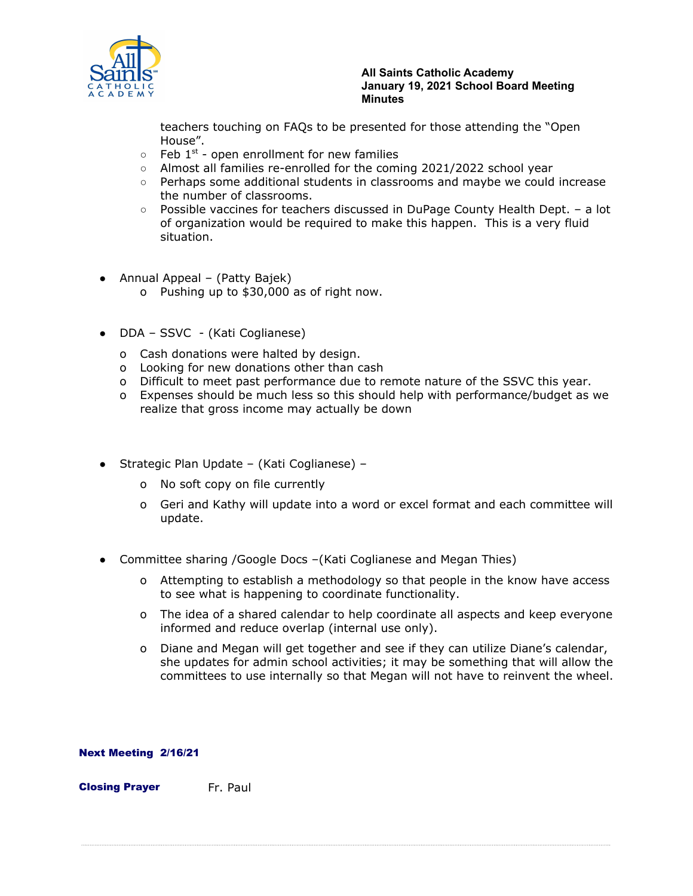teachers touching on FAQs to be presented for those attending the "Open House".
  - Feb 1st - open enrollment for new families
  - Almost all families re-enrolled for the coming 2021/2022 school year
  - Perhaps some additional students in classrooms and maybe we could increase the number of classrooms.
  - Possible vaccines for teachers discussed in DuPage County Health Dept. – a lot of organization would be required to make this happen. This is a very fluid situation.

- Annual Appeal – (Patty Bajek)
  - Pushing up to $30,000 as of right now.

- DDA – SSVC - (Kati Coglianese)
  - Cash donations were halted by design.
  - Looking for new donations other than cash
  - Difficult to meet past performance due to remote nature of the SSVC this year.
  - Expenses should be much less so this should help with performance/budget as we realize that gross income may actually be down

- Strategic Plan Update – (Kati Coglianese) –
  - No soft copy on file currently
  - Geri and Kathy will update into a word or excel format and each committee will update.

- Committee sharing /Google Docs –(Kati Coglianese and Megan Thies)
  - Attempting to establish a methodology so that people in the know have access to see what is happening to coordinate functionality.
  - The idea of a shared calendar to help coordinate all aspects and keep everyone informed and reduce overlap (internal use only).
  - Diane and Megan will get together and see if they can utilize Diane's calendar, she updates for admin school activities; it may be something that will allow the committees to use internally so that Megan will not have to reinvent the wheel.

**Next Meeting 2/16/21**

**Closing Prayer** Fr. Paul